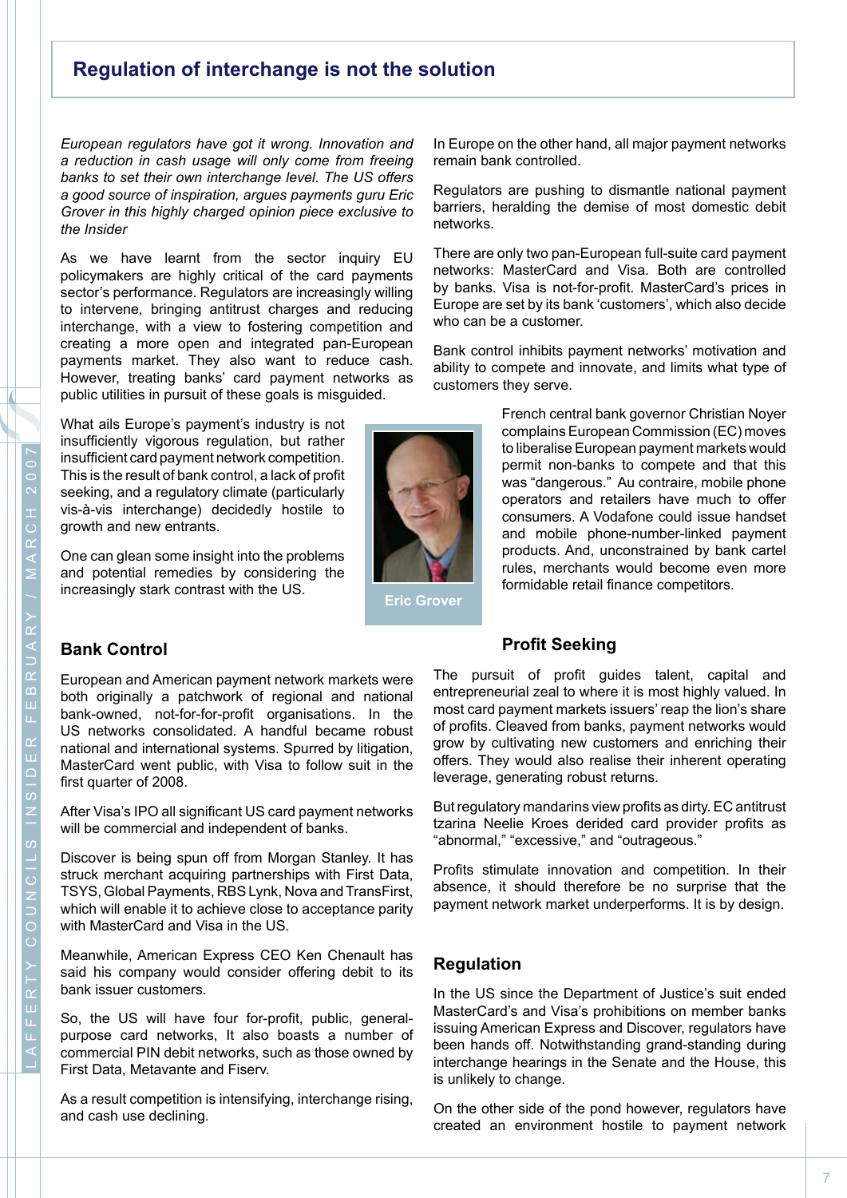# Regulation of interchange is not the solution

*European regulators have got it wrong. Innovation and a reduction in cash usage will only come from freeing banks to set their own interchange level. The US offers a good source of inspiration, argues payments guru Eric Grover in this highly charged opinion piece exclusive to the Insider*

As we have learnt from the sector inquiry EU policymakers are highly critical of the card payments sector's performance. Regulators are increasingly willing to intervene, bringing antitrust charges and reducing interchange, with a view to fostering competition and creating a more open and integrated pan-European payments market. They also want to reduce cash. However, treating banks' card payment networks as public utilities in pursuit of these goals is misguided.

What ails Europe's payment's industry is not insufficiently vigorous regulation, but rather insufficient card payment network competition. This is the result of bank control, a lack of profit seeking, and a regulatory climate (particularly vis-à-vis interchange) decidedly hostile to growth and new entrants.

One can glean some insight into the problems and potential remedies by considering the increasingly stark contrast with the US.

Eric Grover

## Bank Control

European and American payment network markets were both originally a patchwork of regional and national bank-owned, not-for-for-profit organisations. In the US networks consolidated. A handful became robust national and international systems. Spurred by litigation, MasterCard went public, with Visa to follow suit in the first quarter of 2008.

After Visa's IPO all significant US card payment networks will be commercial and independent of banks.

Discover is being spun off from Morgan Stanley. It has struck merchant acquiring partnerships with First Data, TSYS, Global Payments, RBS Lynk, Nova and TransFirst, which will enable it to achieve close to acceptance parity with MasterCard and Visa in the US.

Meanwhile, American Express CEO Ken Chenault has said his company would consider offering debit to its bank issuer customers.

So, the US will have four for-profit, public, general-purpose card networks, It also boasts a number of commercial PIN debit networks, such as those owned by First Data, Metavante and Fiserv.

As a result competition is intensifying, interchange rising, and cash use declining.

In Europe on the other hand, all major payment networks remain bank controlled.

Regulators are pushing to dismantle national payment barriers, heralding the demise of most domestic debit networks.

There are only two pan-European full-suite card payment networks: MasterCard and Visa. Both are controlled by banks. Visa is not-for-profit. MasterCard's prices in Europe are set by its bank 'customers', which also decide who can be a customer.

Bank control inhibits payment networks' motivation and ability to compete and innovate, and limits what type of customers they serve.

French central bank governor Christian Noyer complains European Commission (EC) moves to liberalise European payment markets would permit non-banks to compete and that this was "dangerous." Au contraire, mobile phone operators and retailers have much to offer consumers. A Vodafone could issue handset and mobile phone-number-linked payment products. And, unconstrained by bank cartel rules, merchants would become even more formidable retail finance competitors.

## Profit Seeking

The pursuit of profit guides talent, capital and entrepreneurial zeal to where it is most highly valued. In most card payment markets issuers' reap the lion's share of profits. Cleaved from banks, payment networks would grow by cultivating new customers and enriching their offers. They would also realise their inherent operating leverage, generating robust returns.

But regulatory mandarins view profits as dirty. EC antitrust tzarina Neelie Kroes derided card provider profits as "abnormal," "excessive," and "outrageous."

Profits stimulate innovation and competition. In their absence, it should therefore be no surprise that the payment network market underperforms. It is by design.

## Regulation

In the US since the Department of Justice's suit ended MasterCard's and Visa's prohibitions on member banks issuing American Express and Discover, regulators have been hands off. Notwithstanding grand-standing during interchange hearings in the Senate and the House, this is unlikely to change.

On the other side of the pond however, regulators have created an environment hostile to payment network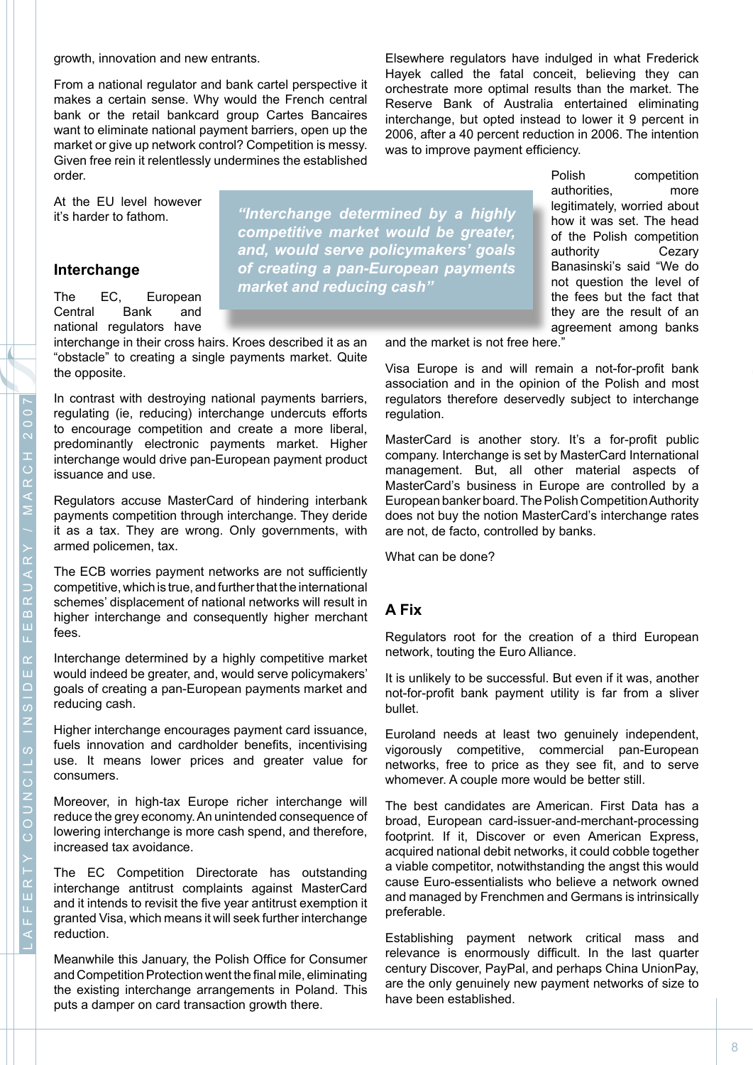growth, innovation and new entrants.

From a national regulator and bank cartel perspective it makes a certain sense. Why would the French central bank or the retail bankcard group Cartes Bancaires want to eliminate national payment barriers, open up the market or give up network control? Competition is messy. Given free rein it relentlessly undermines the established order.

At the EU level however it's harder to fathom.

> *"Interchange determined by a highly competitive market would be greater, and, would serve policymakers' goals of creating a pan-European payments market and reducing cash"*

## Interchange

The EC, European Central Bank and national regulators have interchange in their cross hairs. Kroes described it as an "obstacle" to creating a single payments market. Quite the opposite.

In contrast with destroying national payments barriers, regulating (ie, reducing) interchange undercuts efforts to encourage competition and create a more liberal, predominantly electronic payments market. Higher interchange would drive pan-European payment product issuance and use.

Regulators accuse MasterCard of hindering interbank payments competition through interchange. They deride it as a tax. They are wrong. Only governments, with armed policemen, tax.

The ECB worries payment networks are not sufficiently competitive, which is true, and further that the international schemes' displacement of national networks will result in higher interchange and consequently higher merchant fees.

Interchange determined by a highly competitive market would indeed be greater, and, would serve policymakers' goals of creating a pan-European payments market and reducing cash.

Higher interchange encourages payment card issuance, fuels innovation and cardholder benefits, incentivising use. It means lower prices and greater value for consumers.

Moreover, in high-tax Europe richer interchange will reduce the grey economy. An unintended consequence of lowering interchange is more cash spend, and therefore, increased tax avoidance.

The EC Competition Directorate has outstanding interchange antitrust complaints against MasterCard and it intends to revisit the five year antitrust exemption it granted Visa, which means it will seek further interchange reduction.

Meanwhile this January, the Polish Office for Consumer and Competition Protection went the final mile, eliminating the existing interchange arrangements in Poland. This puts a damper on card transaction growth there.

Elsewhere regulators have indulged in what Frederick Hayek called the fatal conceit, believing they can orchestrate more optimal results than the market. The Reserve Bank of Australia entertained eliminating interchange, but opted instead to lower it 9 percent in 2006, after a 40 percent reduction in 2006. The intention was to improve payment efficiency.

Polish competition authorities, more legitimately, worried about how it was set. The head of the Polish competition authority Cezary Banasinski's said "We do not question the level of the fees but the fact that they are the result of an agreement among banks and the market is not free here."

Visa Europe is and will remain a not-for-profit bank association and in the opinion of the Polish and most regulators therefore deservedly subject to interchange regulation.

MasterCard is another story. It's a for-profit public company. Interchange is set by MasterCard International management. But, all other material aspects of MasterCard's business in Europe are controlled by a European banker board. The Polish Competition Authority does not buy the notion MasterCard's interchange rates are not, de facto, controlled by banks.

What can be done?

## A Fix

Regulators root for the creation of a third European network, touting the Euro Alliance.

It is unlikely to be successful. But even if it was, another not-for-profit bank payment utility is far from a sliver bullet.

Euroland needs at least two genuinely independent, vigorously competitive, commercial pan-European networks, free to price as they see fit, and to serve whomever. A couple more would be better still.

The best candidates are American. First Data has a broad, European card-issuer-and-merchant-processing footprint. If it, Discover or even American Express, acquired national debit networks, it could cobble together a viable competitor, notwithstanding the angst this would cause Euro-essentialists who believe a network owned and managed by Frenchmen and Germans is intrinsically preferable.

Establishing payment network critical mass and relevance is enormously difficult. In the last quarter century Discover, PayPal, and perhaps China UnionPay, are the only genuinely new payment networks of size to have been established.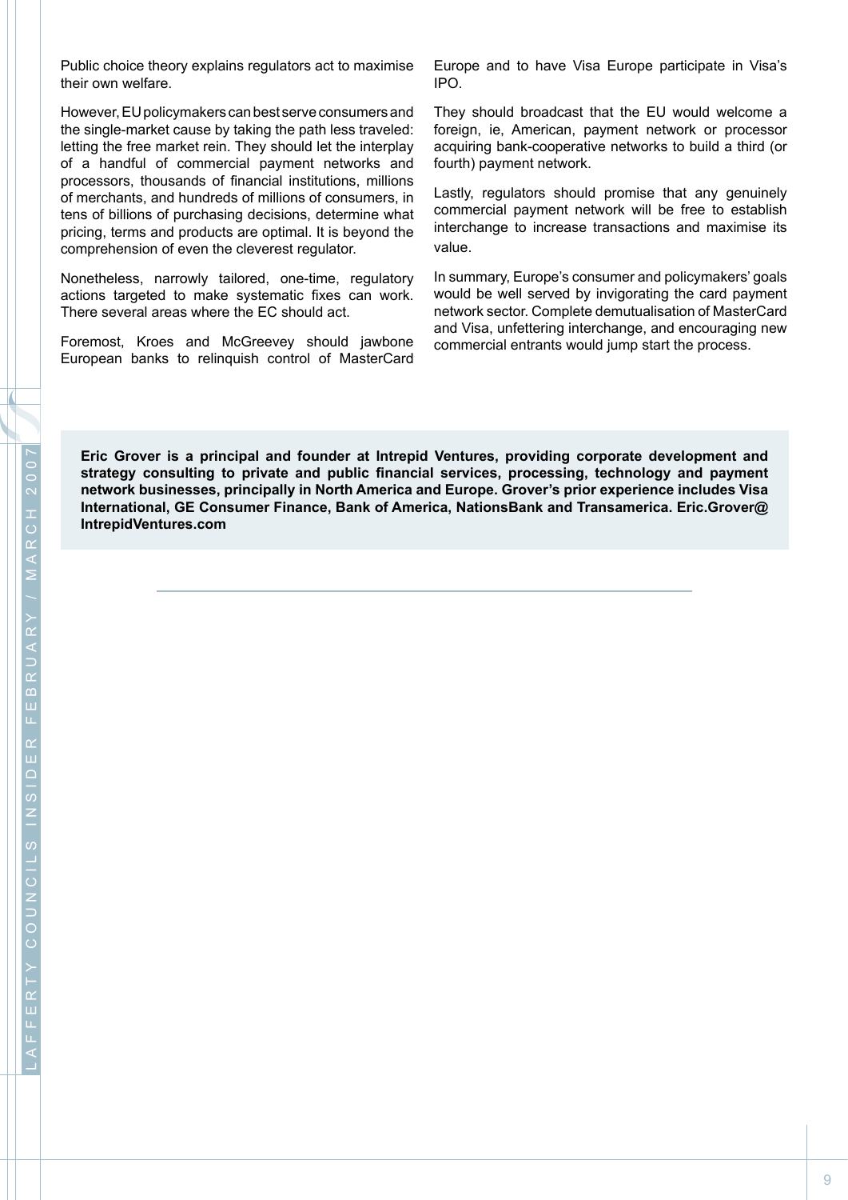Public choice theory explains regulators act to maximise their own welfare.

However, EU policymakers can best serve consumers and the single-market cause by taking the path less traveled: letting the free market rein. They should let the interplay of a handful of commercial payment networks and processors, thousands of financial institutions, millions of merchants, and hundreds of millions of consumers, in tens of billions of purchasing decisions, determine what pricing, terms and products are optimal. It is beyond the comprehension of even the cleverest regulator.

Nonetheless, narrowly tailored, one-time, regulatory actions targeted to make systematic fixes can work. There several areas where the EC should act.

Foremost, Kroes and McGreevey should jawbone European banks to relinquish control of MasterCard Europe and to have Visa Europe participate in Visa's IPO.

They should broadcast that the EU would welcome a foreign, ie, American, payment network or processor acquiring bank-cooperative networks to build a third (or fourth) payment network.

Lastly, regulators should promise that any genuinely commercial payment network will be free to establish interchange to increase transactions and maximise its value.

In summary, Europe's consumer and policymakers' goals would be well served by invigorating the card payment network sector. Complete demutualisation of MasterCard and Visa, unfettering interchange, and encouraging new commercial entrants would jump start the process.

**Eric Grover is a principal and founder at Intrepid Ventures, providing corporate development and strategy consulting to private and public financial services, processing, technology and payment network businesses, principally in North America and Europe. Grover's prior experience includes Visa International, GE Consumer Finance, Bank of America, NationsBank and Transamerica. Eric.Grover@IntrepidVentures.com**